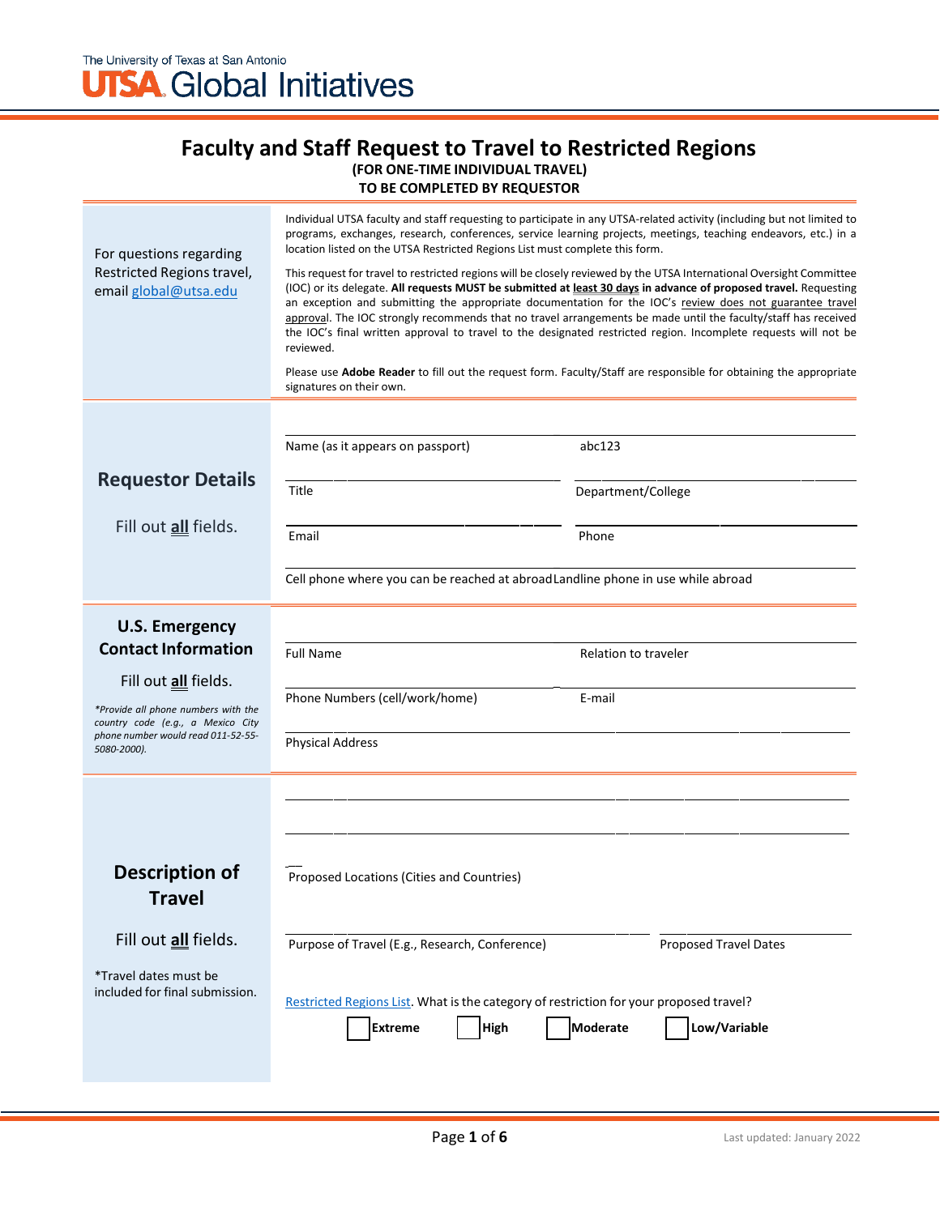The University of Texas at San Antonio
UTSA Global Initiatives

# Faculty and Staff Request to Travel to Restricted Regions

**(FOR ONE-TIME INDIVIDUAL TRAVEL)**
**TO BE COMPLETED BY REQUESTOR**

For questions regarding Restricted Regions travel, email global@utsa.edu

Individual UTSA faculty and staff requesting to participate in any UTSA-related activity (including but not limited to programs, exchanges, research, conferences, service learning projects, meetings, teaching endeavors, etc.) in a location listed on the UTSA Restricted Regions List must complete this form.

This request for travel to restricted regions will be closely reviewed by the UTSA International Oversight Committee (IOC) or its delegate. **All requests MUST be submitted at least 30 days in advance of proposed travel.** Requesting an exception and submitting the appropriate documentation for the IOC's review does not guarantee travel approval. The IOC strongly recommends that no travel arrangements be made until the faculty/staff has received the IOC's final written approval to travel to the designated restricted region. Incomplete requests will not be reviewed.

Please use **Adobe Reader** to fill out the request form. Faculty/Staff are responsible for obtaining the appropriate signatures on their own.

## Requestor Details

Fill out **all** fields.

Name (as it appears on passport) ____________________ abc123 ____________________

Title ____________________ Department/College ____________________

Email ____________________ Phone ____________________

Cell phone where you can be reached at abroad ____________________ Landline phone in use while abroad ____________________

## U.S. Emergency Contact Information

Fill out **all** fields.

*\*Provide all phone numbers with the country code (e.g., a Mexico City phone number would read 011-52-55-5080-2000).*

Full Name ____________________ Relation to traveler ____________________

Phone Numbers (cell/work/home) ____________________ E-mail ____________________

Physical Address ____________________

## Description of Travel

Fill out **all** fields.

\*Travel dates must be included for final submission.

Proposed Locations (Cities and Countries) ____________________

Purpose of Travel (E.g., Research, Conference) ____________________ Proposed Travel Dates ____________________

Restricted Regions List. What is the category of restriction for your proposed travel?

☐ **Extreme** ☐ **High** ☐ **Moderate** ☐ **Low/Variable**

Last updated: January 2022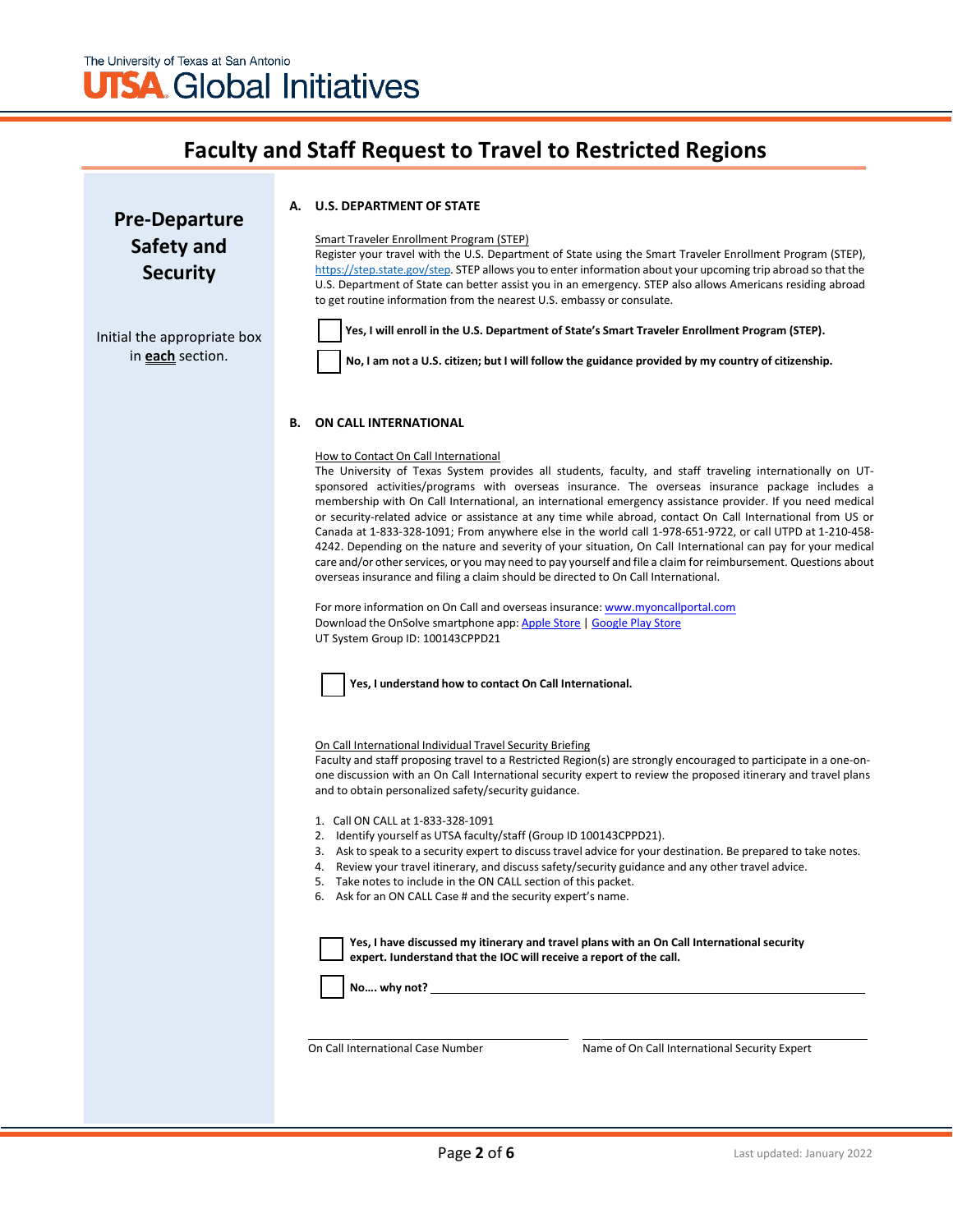The University of Texas at San Antonio
UTSA Global Initiatives

# Faculty and Staff Request to Travel to Restricted Regions

## Pre-Departure Safety and Security

Initial the appropriate box in **each** section.

### A. U.S. DEPARTMENT OF STATE

Smart Traveler Enrollment Program (STEP)

Register your travel with the U.S. Department of State using the Smart Traveler Enrollment Program (STEP), https://step.state.gov/step. STEP allows you to enter information about your upcoming trip abroad so that the U.S. Department of State can better assist you in an emergency. STEP also allows Americans residing abroad to get routine information from the nearest U.S. embassy or consulate.

☐ **Yes, I will enroll in the U.S. Department of State's Smart Traveler Enrollment Program (STEP).**

☐ **No, I am not a U.S. citizen; but I will follow the guidance provided by my country of citizenship.**

### B. ON CALL INTERNATIONAL

How to Contact On Call International

The University of Texas System provides all students, faculty, and staff traveling internationally on UT-sponsored activities/programs with overseas insurance. The overseas insurance package includes a membership with On Call International, an international emergency assistance provider. If you need medical or security-related advice or assistance at any time while abroad, contact On Call International from US or Canada at 1-833-328-1091; From anywhere else in the world call 1-978-651-9722, or call UTPD at 1-210-458-4242. Depending on the nature and severity of your situation, On Call International can pay for your medical care and/or other services, or you may need to pay yourself and file a claim for reimbursement. Questions about overseas insurance and filing a claim should be directed to On Call International.

For more information on On Call and overseas insurance: www.myoncallportal.com
Download the OnSolve smartphone app: Apple Store | Google Play Store
UT System Group ID: 100143CPPD21

☐ **Yes, I understand how to contact On Call International.**

On Call International Individual Travel Security Briefing

Faculty and staff proposing travel to a Restricted Region(s) are strongly encouraged to participate in a one-on-one discussion with an On Call International security expert to review the proposed itinerary and travel plans and to obtain personalized safety/security guidance.

1. Call ON CALL at 1-833-328-1091
2. Identify yourself as UTSA faculty/staff (Group ID 100143CPPD21).
3. Ask to speak to a security expert to discuss travel advice for your destination. Be prepared to take notes.
4. Review your travel itinerary, and discuss safety/security guidance and any other travel advice.
5. Take notes to include in the ON CALL section of this packet.
6. Ask for an ON CALL Case # and the security expert's name.

☐ **Yes, I have discussed my itinerary and travel plans with an On Call International security expert. Iunderstand that the IOC will receive a report of the call.**

☐ **No…. why not?** ____________________________________________

________________________________ On Call International Case Number

________________________________ Name of On Call International Security Expert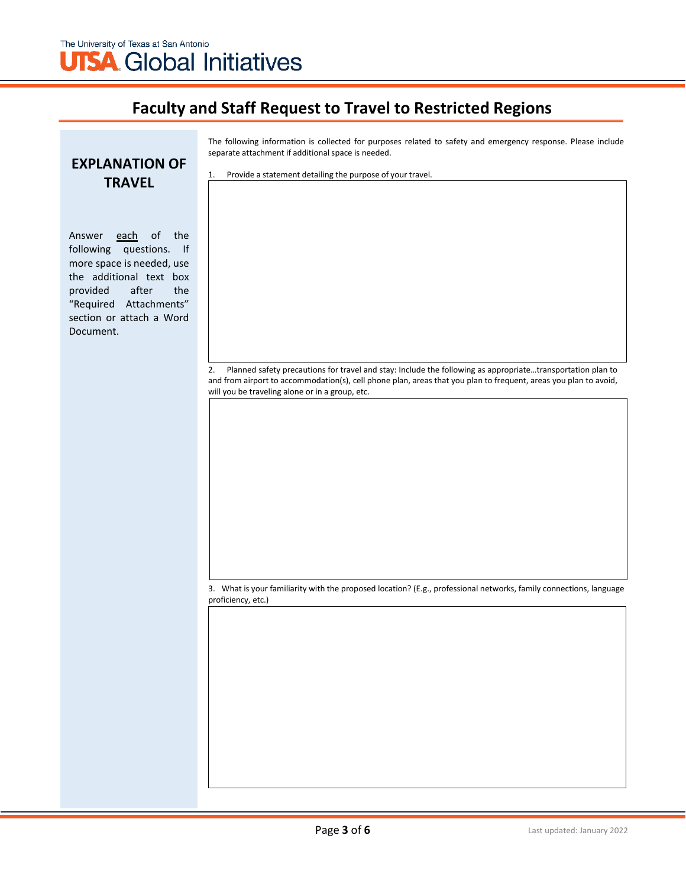# Faculty and Staff Request to Travel to Restricted Regions

## EXPLANATION OF TRAVEL

Answer each of the following questions. If more space is needed, use the additional text box provided after the "Required Attachments" section or attach a Word Document.

The following information is collected for purposes related to safety and emergency response. Please include separate attachment if additional space is needed.

1. Provide a statement detailing the purpose of your travel.

2. Planned safety precautions for travel and stay: Include the following as appropriate…transportation plan to and from airport to accommodation(s), cell phone plan, areas that you plan to frequent, areas you plan to avoid, will you be traveling alone or in a group, etc.

3. What is your familiarity with the proposed location? (E.g., professional networks, family connections, language proficiency, etc.)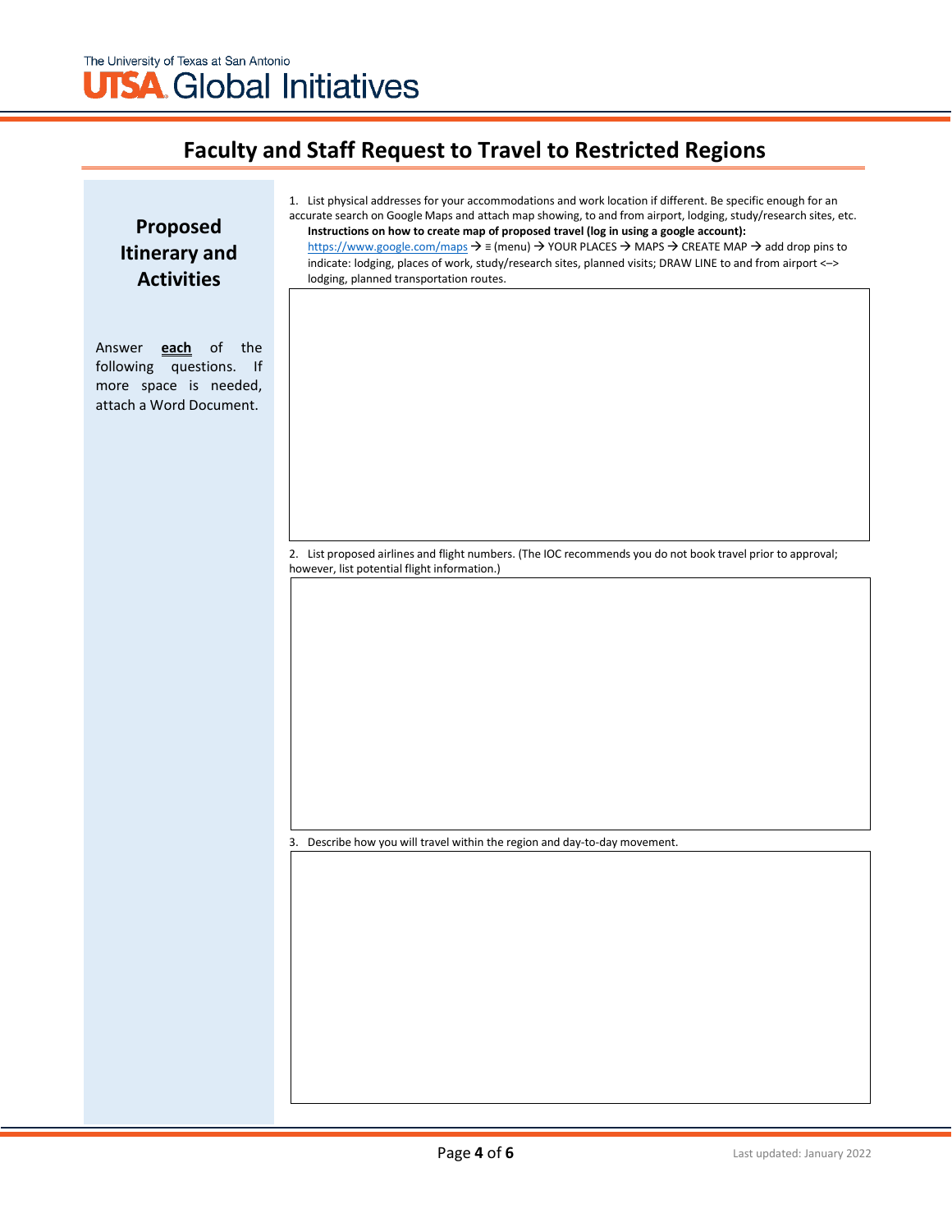# Faculty and Staff Request to Travel to Restricted Regions

## Proposed Itinerary and Activities

Answer **each** of the following questions. If more space is needed, attach a Word Document.

1. List physical addresses for your accommodations and work location if different. Be specific enough for an accurate search on Google Maps and attach map showing, to and from airport, lodging, study/research sites, etc.
   **Instructions on how to create map of proposed travel (log in using a google account):**
   https://www.google.com/maps → ≡ (menu) → YOUR PLACES → MAPS → CREATE MAP → add drop pins to indicate: lodging, places of work, study/research sites, planned visits; DRAW LINE to and from airport <–> lodging, planned transportation routes.

2. List proposed airlines and flight numbers. (The IOC recommends you do not book travel prior to approval; however, list potential flight information.)

3. Describe how you will travel within the region and day-to-day movement.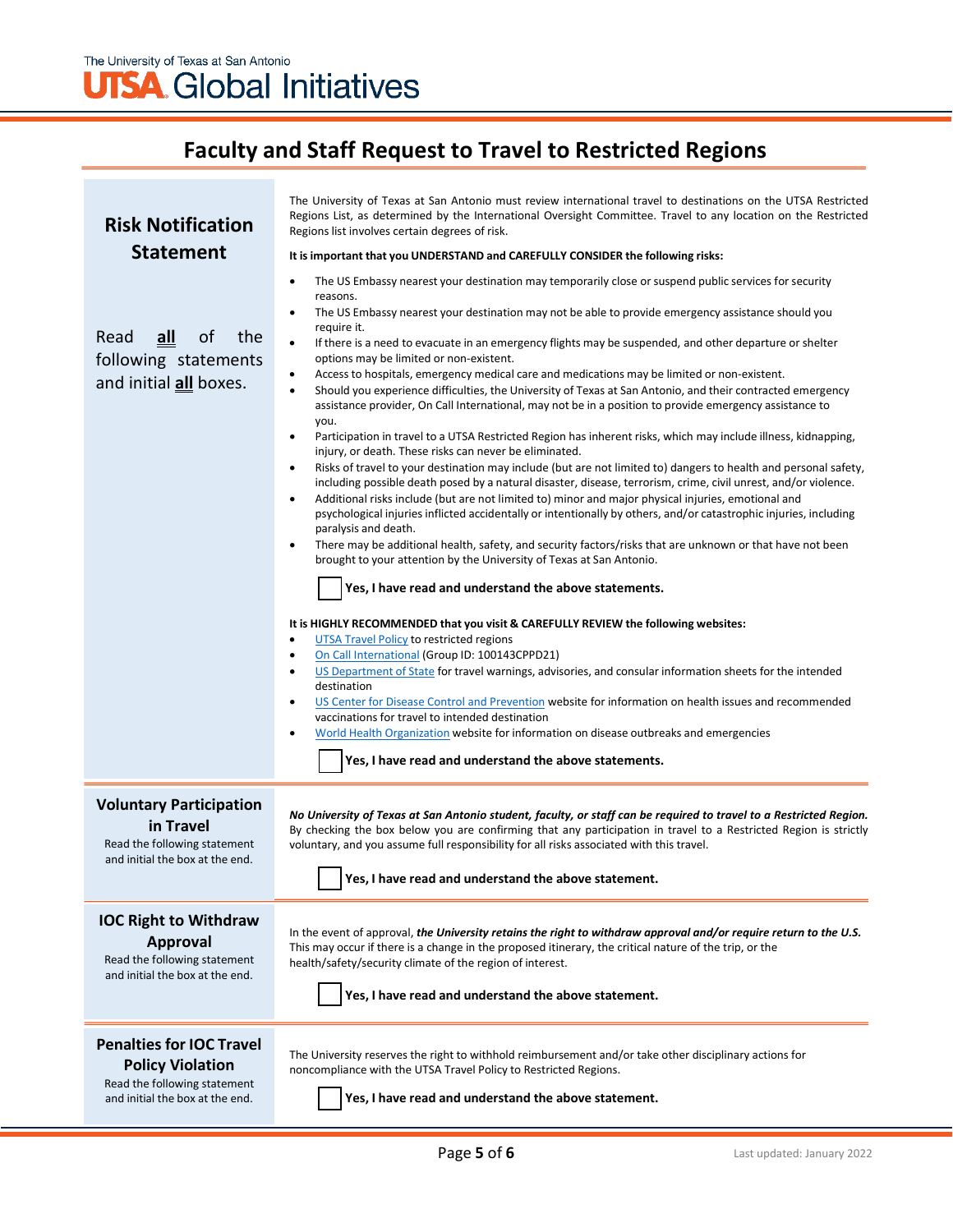The University of Texas at San Antonio
UTSA Global Initiatives

# Faculty and Staff Request to Travel to Restricted Regions

## Risk Notification Statement

Read **all** of the following statements and initial **all** boxes.

The University of Texas at San Antonio must review international travel to destinations on the UTSA Restricted Regions List, as determined by the International Oversight Committee. Travel to any location on the Restricted Regions list involves certain degrees of risk.

**It is important that you UNDERSTAND and CAREFULLY CONSIDER the following risks:**

- The US Embassy nearest your destination may temporarily close or suspend public services for security reasons.
- The US Embassy nearest your destination may not be able to provide emergency assistance should you require it.
- If there is a need to evacuate in an emergency flights may be suspended, and other departure or shelter options may be limited or non-existent.
- Access to hospitals, emergency medical care and medications may be limited or non-existent.
- Should you experience difficulties, the University of Texas at San Antonio, and their contracted emergency assistance provider, On Call International, may not be in a position to provide emergency assistance to you.
- Participation in travel to a UTSA Restricted Region has inherent risks, which may include illness, kidnapping, injury, or death. These risks can never be eliminated.
- Risks of travel to your destination may include (but are not limited to) dangers to health and personal safety, including possible death posed by a natural disaster, disease, terrorism, crime, civil unrest, and/or violence.
- Additional risks include (but are not limited to) minor and major physical injuries, emotional and psychological injuries inflicted accidentally or intentionally by others, and/or catastrophic injuries, including paralysis and death.
- There may be additional health, safety, and security factors/risks that are unknown or that have not been brought to your attention by the University of Texas at San Antonio.

☐ **Yes, I have read and understand the above statements.**

**It is HIGHLY RECOMMENDED that you visit & CAREFULLY REVIEW the following websites:**

- UTSA Travel Policy to restricted regions
- On Call International (Group ID: 100143CPPD21)
- US Department of State for travel warnings, advisories, and consular information sheets for the intended destination
- US Center for Disease Control and Prevention website for information on health issues and recommended vaccinations for travel to intended destination
- World Health Organization website for information on disease outbreaks and emergencies

☐ **Yes, I have read and understand the above statements.**

## Voluntary Participation in Travel

Read the following statement and initial the box at the end.

***No University of Texas at San Antonio student, faculty, or staff can be required to travel to a Restricted Region.*** By checking the box below you are confirming that any participation in travel to a Restricted Region is strictly voluntary, and you assume full responsibility for all risks associated with this travel.

☐ **Yes, I have read and understand the above statement.**

## IOC Right to Withdraw Approval

Read the following statement and initial the box at the end.

In the event of approval, ***the University retains the right to withdraw approval and/or require return to the U.S.*** This may occur if there is a change in the proposed itinerary, the critical nature of the trip, or the health/safety/security climate of the region of interest.

☐ **Yes, I have read and understand the above statement.**

## Penalties for IOC Travel Policy Violation

Read the following statement and initial the box at the end.

The University reserves the right to withhold reimbursement and/or take other disciplinary actions for noncompliance with the UTSA Travel Policy to Restricted Regions.

☐ **Yes, I have read and understand the above statement.**

Last updated: January 2022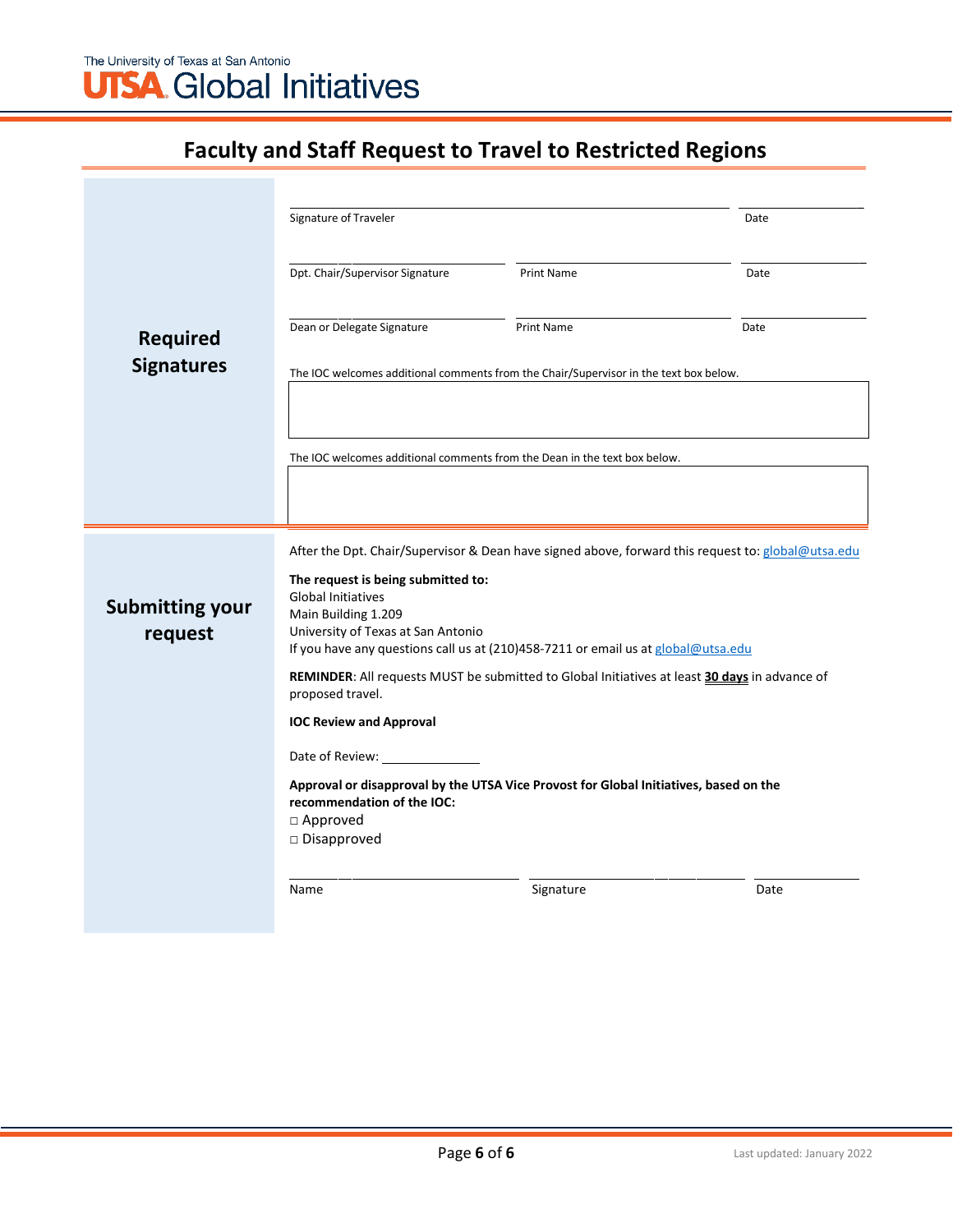# Faculty and Staff Request to Travel to Restricted Regions

## Required Signatures

| | | |
|---|---|---|
| Signature of Traveler | | Date |
| Dpt. Chair/Supervisor Signature | Print Name | Date |
| Dean or Delegate Signature | Print Name | Date |

The IOC welcomes additional comments from the Chair/Supervisor in the text box below.

| |
|---|
| |

The IOC welcomes additional comments from the Dean in the text box below.

| |
|---|
| |

## Submitting your request

After the Dpt. Chair/Supervisor & Dean have signed above, forward this request to: global@utsa.edu

**The request is being submitted to:**
Global Initiatives
Main Building 1.209
University of Texas at San Antonio
If you have any questions call us at (210)458-7211 or email us at global@utsa.edu

**REMINDER**: All requests MUST be submitted to Global Initiatives at least **30 days** in advance of proposed travel.

**IOC Review and Approval**

Date of Review: ______________

**Approval or disapproval by the UTSA Vice Provost for Global Initiatives, based on the recommendation of the IOC:**

□ Approved
□ Disapproved

| | | |
|---|---|---|
| Name | Signature | Date |